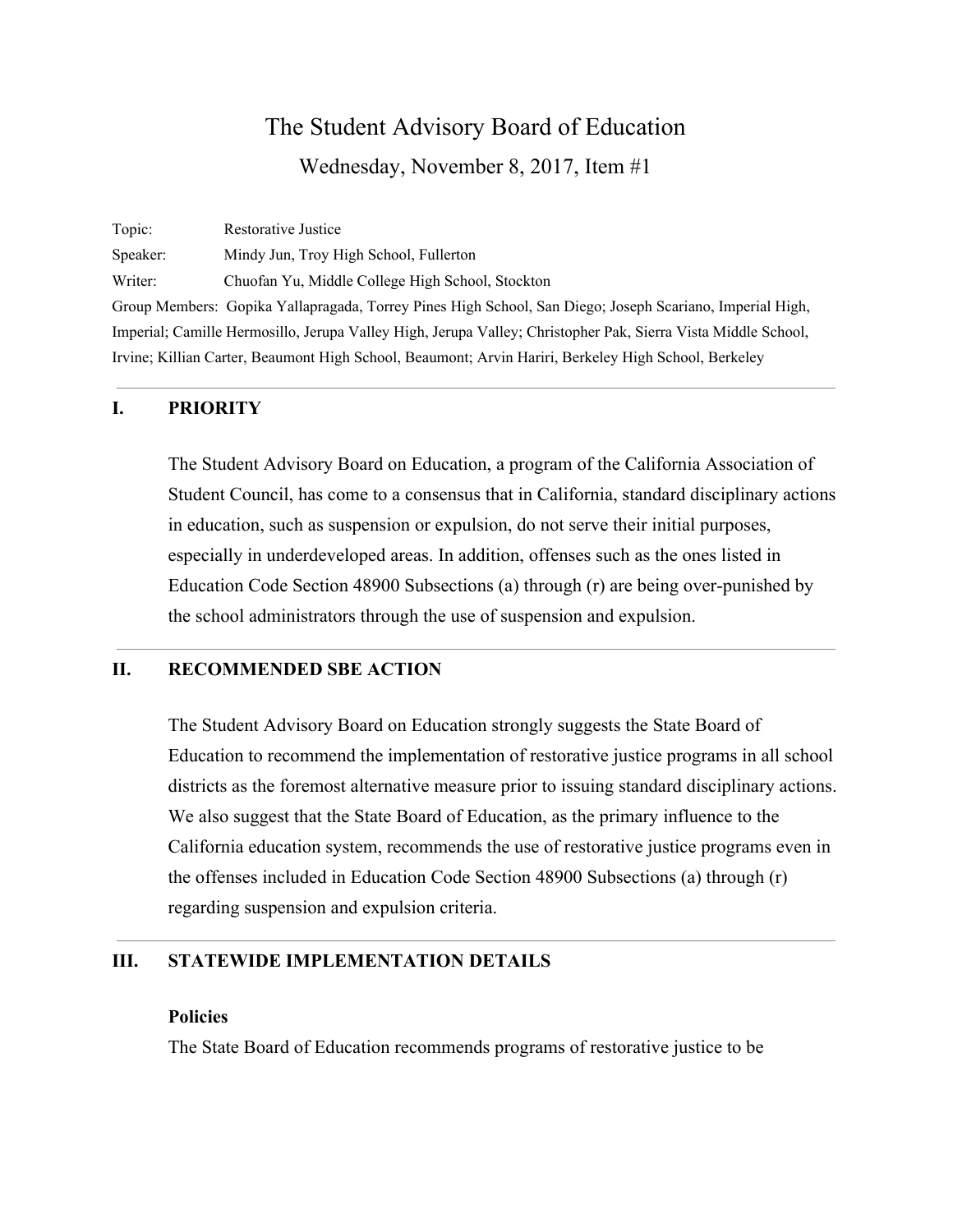# The Student Advisory Board of Education

Wednesday, November 8, 2017, Item #1

Topic: Restorative Justice

Speaker: Mindy Jun, Troy High School, Fullerton

Writer: Chuofan Yu, Middle College High School, Stockton

Group Members: Gopika Yallapragada, Torrey Pines High School, San Diego; Joseph Scariano, Imperial High, Imperial; Camille Hermosillo, Jerupa Valley High, Jerupa Valley; Christopher Pak, Sierra Vista Middle School, Irvine; Killian Carter, Beaumont High School, Beaumont; Arvin Hariri, Berkeley High School, Berkeley

---

## I. PRIORITY

The Student Advisory Board on Education, a program of the California Association of Student Council, has come to a consensus that in California, standard disciplinary actions in education, such as suspension or expulsion, do not serve their initial purposes, especially in underdeveloped areas. In addition, offenses such as the ones listed in Education Code Section 48900 Subsections (a) through (r) are being over-punished by the school administrators through the use of suspension and expulsion.

---

## II. RECOMMENDED SBE ACTION

The Student Advisory Board on Education strongly suggests the State Board of Education to recommend the implementation of restorative justice programs in all school districts as the foremost alternative measure prior to issuing standard disciplinary actions. We also suggest that the State Board of Education, as the primary influence to the California education system, recommends the use of restorative justice programs even in the offenses included in Education Code Section 48900 Subsections (a) through (r) regarding suspension and expulsion criteria.

---

## III. STATEWIDE IMPLEMENTATION DETAILS

**Policies**

The State Board of Education recommends programs of restorative justice to be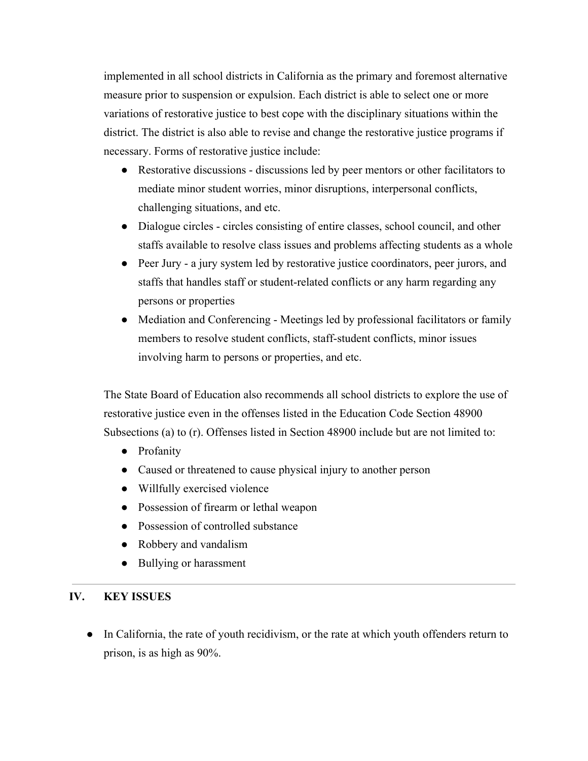implemented in all school districts in California as the primary and foremost alternative measure prior to suspension or expulsion. Each district is able to select one or more variations of restorative justice to best cope with the disciplinary situations within the district. The district is also able to revise and change the restorative justice programs if necessary. Forms of restorative justice include:

- Restorative discussions - discussions led by peer mentors or other facilitators to mediate minor student worries, minor disruptions, interpersonal conflicts, challenging situations, and etc.
- Dialogue circles - circles consisting of entire classes, school council, and other staffs available to resolve class issues and problems affecting students as a whole
- Peer Jury - a jury system led by restorative justice coordinators, peer jurors, and staffs that handles staff or student-related conflicts or any harm regarding any persons or properties
- Mediation and Conferencing - Meetings led by professional facilitators or family members to resolve student conflicts, staff-student conflicts, minor issues involving harm to persons or properties, and etc.

The State Board of Education also recommends all school districts to explore the use of restorative justice even in the offenses listed in the Education Code Section 48900 Subsections (a) to (r). Offenses listed in Section 48900 include but are not limited to:

- Profanity
- Caused or threatened to cause physical injury to another person
- Willfully exercised violence
- Possession of firearm or lethal weapon
- Possession of controlled substance
- Robbery and vandalism
- Bullying or harassment

---

## IV. KEY ISSUES

- In California, the rate of youth recidivism, or the rate at which youth offenders return to prison, is as high as 90%.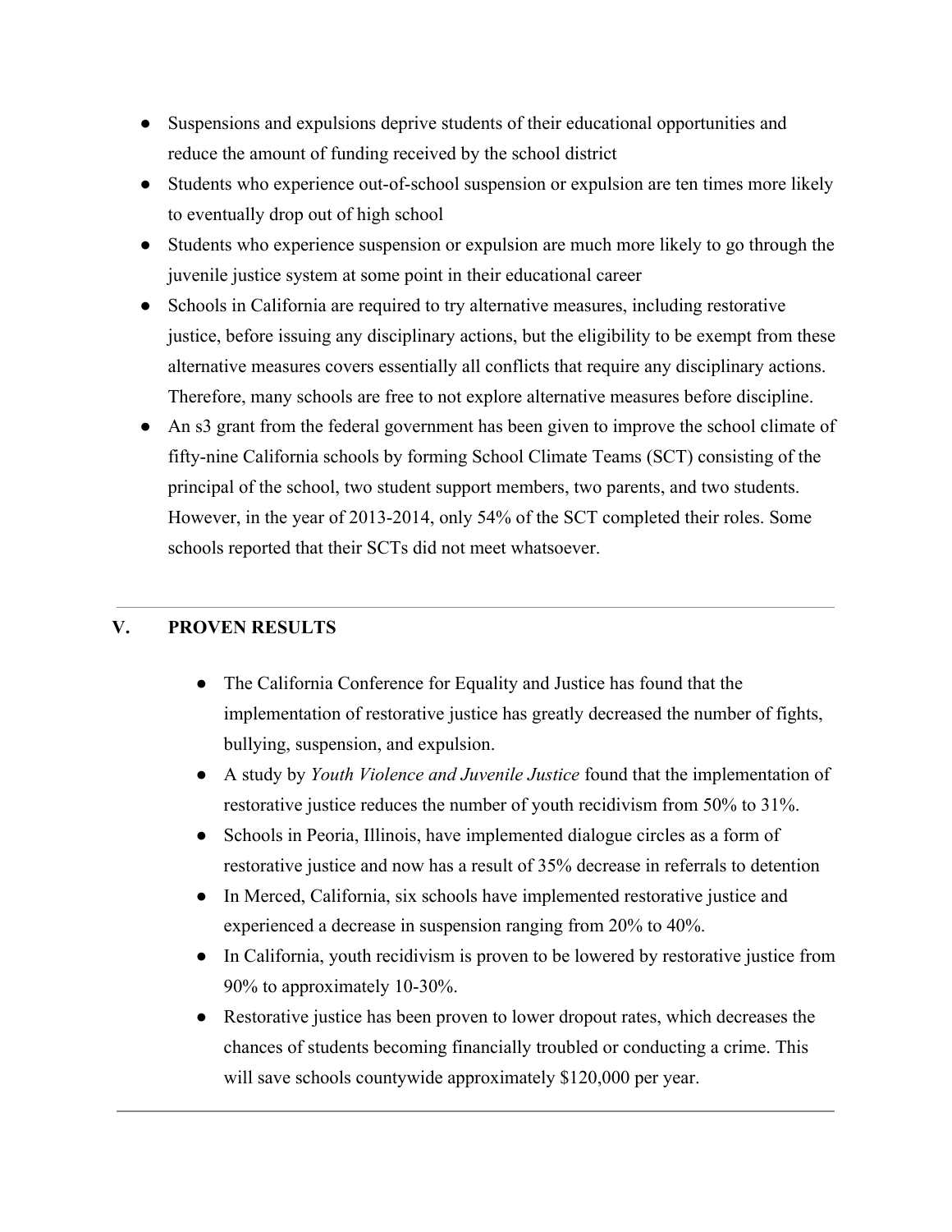- Suspensions and expulsions deprive students of their educational opportunities and reduce the amount of funding received by the school district
- Students who experience out-of-school suspension or expulsion are ten times more likely to eventually drop out of high school
- Students who experience suspension or expulsion are much more likely to go through the juvenile justice system at some point in their educational career
- Schools in California are required to try alternative measures, including restorative justice, before issuing any disciplinary actions, but the eligibility to be exempt from these alternative measures covers essentially all conflicts that require any disciplinary actions. Therefore, many schools are free to not explore alternative measures before discipline.
- An s3 grant from the federal government has been given to improve the school climate of fifty-nine California schools by forming School Climate Teams (SCT) consisting of the principal of the school, two student support members, two parents, and two students. However, in the year of 2013-2014, only 54% of the SCT completed their roles. Some schools reported that their SCTs did not meet whatsoever.

---

## V. PROVEN RESULTS

- The California Conference for Equality and Justice has found that the implementation of restorative justice has greatly decreased the number of fights, bullying, suspension, and expulsion.
- A study by *Youth Violence and Juvenile Justice* found that the implementation of restorative justice reduces the number of youth recidivism from 50% to 31%.
- Schools in Peoria, Illinois, have implemented dialogue circles as a form of restorative justice and now has a result of 35% decrease in referrals to detention
- In Merced, California, six schools have implemented restorative justice and experienced a decrease in suspension ranging from 20% to 40%.
- In California, youth recidivism is proven to be lowered by restorative justice from 90% to approximately 10-30%.
- Restorative justice has been proven to lower dropout rates, which decreases the chances of students becoming financially troubled or conducting a crime. This will save schools countywide approximately $120,000 per year.

---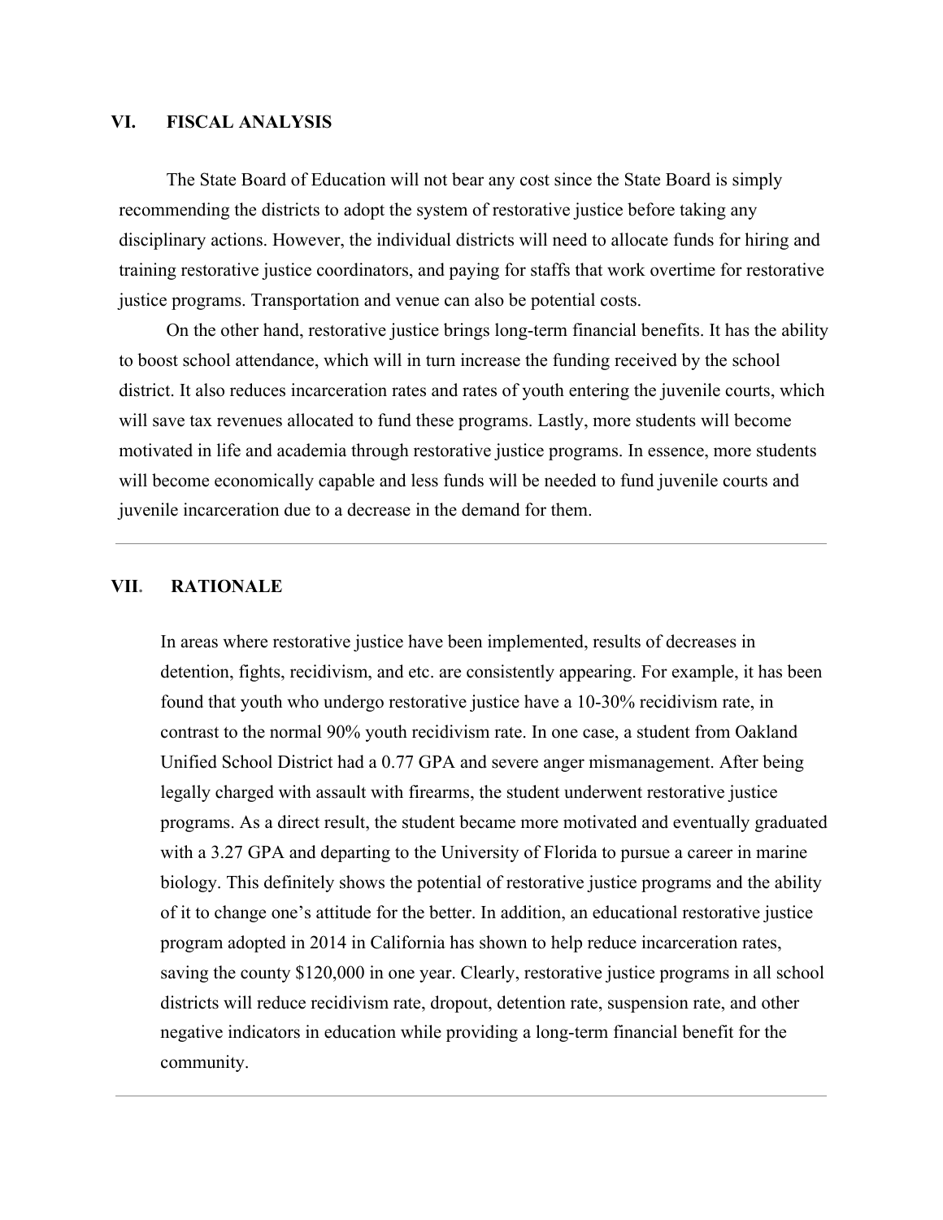## VI. FISCAL ANALYSIS

The State Board of Education will not bear any cost since the State Board is simply recommending the districts to adopt the system of restorative justice before taking any disciplinary actions. However, the individual districts will need to allocate funds for hiring and training restorative justice coordinators, and paying for staffs that work overtime for restorative justice programs. Transportation and venue can also be potential costs.

On the other hand, restorative justice brings long-term financial benefits. It has the ability to boost school attendance, which will in turn increase the funding received by the school district. It also reduces incarceration rates and rates of youth entering the juvenile courts, which will save tax revenues allocated to fund these programs. Lastly, more students will become motivated in life and academia through restorative justice programs. In essence, more students will become economically capable and less funds will be needed to fund juvenile courts and juvenile incarceration due to a decrease in the demand for them.

---

## VII. RATIONALE

In areas where restorative justice have been implemented, results of decreases in detention, fights, recidivism, and etc. are consistently appearing. For example, it has been found that youth who undergo restorative justice have a 10-30% recidivism rate, in contrast to the normal 90% youth recidivism rate. In one case, a student from Oakland Unified School District had a 0.77 GPA and severe anger mismanagement. After being legally charged with assault with firearms, the student underwent restorative justice programs. As a direct result, the student became more motivated and eventually graduated with a 3.27 GPA and departing to the University of Florida to pursue a career in marine biology. This definitely shows the potential of restorative justice programs and the ability of it to change one's attitude for the better. In addition, an educational restorative justice program adopted in 2014 in California has shown to help reduce incarceration rates, saving the county $120,000 in one year. Clearly, restorative justice programs in all school districts will reduce recidivism rate, dropout, detention rate, suspension rate, and other negative indicators in education while providing a long-term financial benefit for the community.

---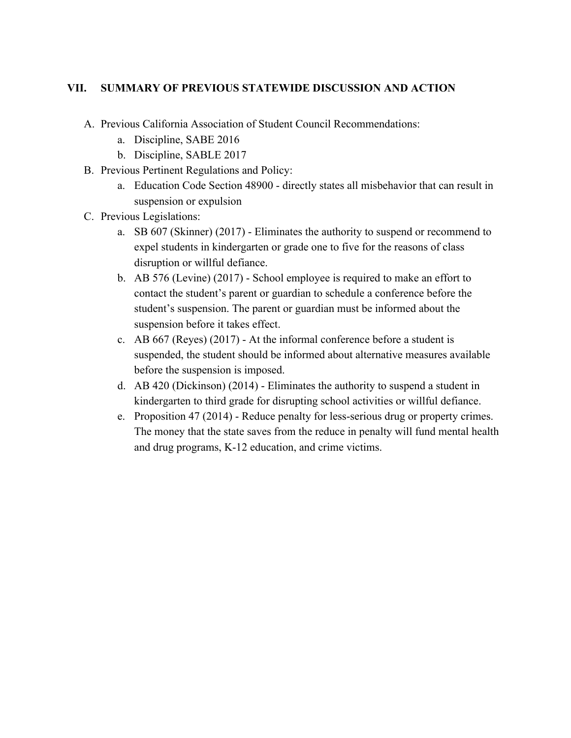## VII. SUMMARY OF PREVIOUS STATEWIDE DISCUSSION AND ACTION

A. Previous California Association of Student Council Recommendations:
   a. Discipline, SABE 2016
   b. Discipline, SABLE 2017

B. Previous Pertinent Regulations and Policy:
   a. Education Code Section 48900 - directly states all misbehavior that can result in suspension or expulsion

C. Previous Legislations:
   a. SB 607 (Skinner) (2017) - Eliminates the authority to suspend or recommend to expel students in kindergarten or grade one to five for the reasons of class disruption or willful defiance.
   b. AB 576 (Levine) (2017) - School employee is required to make an effort to contact the student's parent or guardian to schedule a conference before the student's suspension. The parent or guardian must be informed about the suspension before it takes effect.
   c. AB 667 (Reyes) (2017) - At the informal conference before a student is suspended, the student should be informed about alternative measures available before the suspension is imposed.
   d. AB 420 (Dickinson) (2014) - Eliminates the authority to suspend a student in kindergarten to third grade for disrupting school activities or willful defiance.
   e. Proposition 47 (2014) - Reduce penalty for less-serious drug or property crimes. The money that the state saves from the reduce in penalty will fund mental health and drug programs, K-12 education, and crime victims.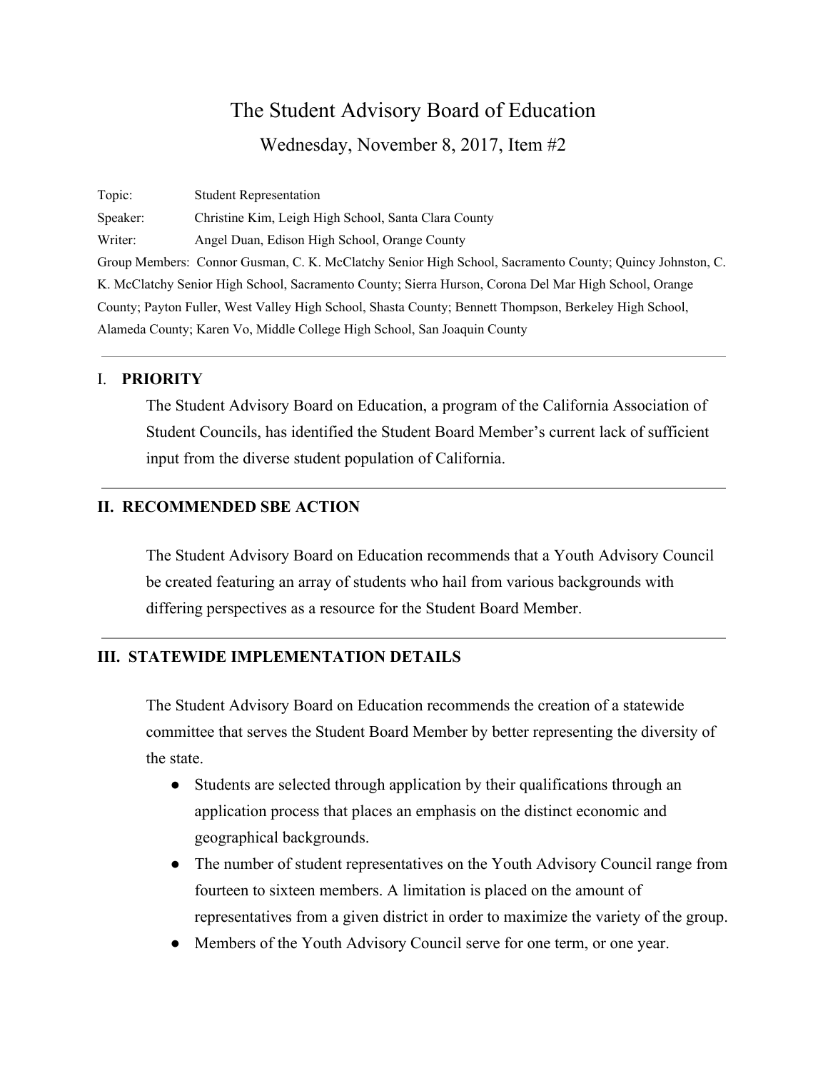# The Student Advisory Board of Education

## Wednesday, November 8, 2017, Item #2

Topic: Student Representation

Speaker: Christine Kim, Leigh High School, Santa Clara County

Writer: Angel Duan, Edison High School, Orange County

Group Members: Connor Gusman, C. K. McClatchy Senior High School, Sacramento County; Quincy Johnston, C. K. McClatchy Senior High School, Sacramento County; Sierra Hurson, Corona Del Mar High School, Orange County; Payton Fuller, West Valley High School, Shasta County; Bennett Thompson, Berkeley High School, Alameda County; Karen Vo, Middle College High School, San Joaquin County

---

## I. PRIORITY

The Student Advisory Board on Education, a program of the California Association of Student Councils, has identified the Student Board Member's current lack of sufficient input from the diverse student population of California.

---

## II. RECOMMENDED SBE ACTION

The Student Advisory Board on Education recommends that a Youth Advisory Council be created featuring an array of students who hail from various backgrounds with differing perspectives as a resource for the Student Board Member.

---

## III. STATEWIDE IMPLEMENTATION DETAILS

The Student Advisory Board on Education recommends the creation of a statewide committee that serves the Student Board Member by better representing the diversity of the state.

- Students are selected through application by their qualifications through an application process that places an emphasis on the distinct economic and geographical backgrounds.
- The number of student representatives on the Youth Advisory Council range from fourteen to sixteen members. A limitation is placed on the amount of representatives from a given district in order to maximize the variety of the group.
- Members of the Youth Advisory Council serve for one term, or one year.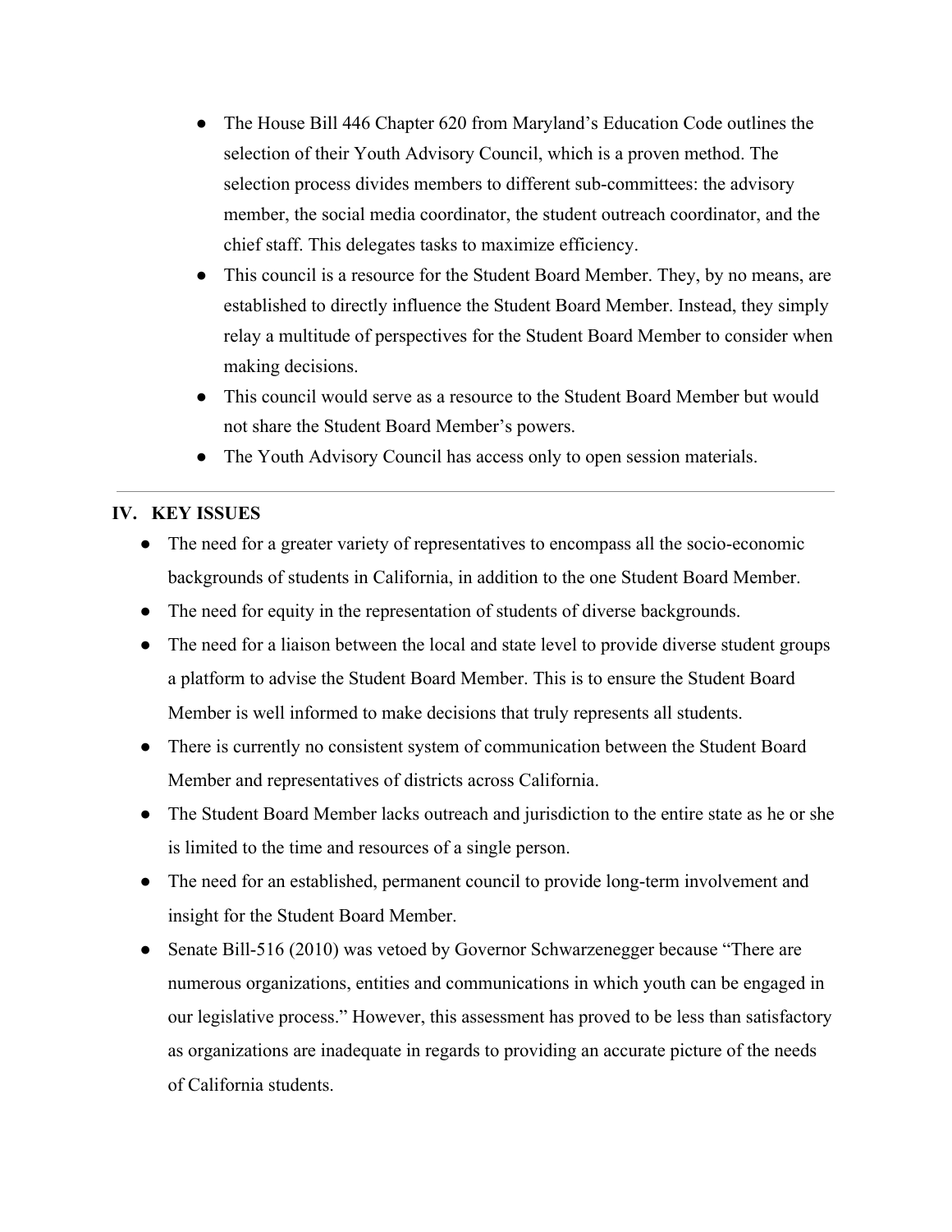- The House Bill 446 Chapter 620 from Maryland's Education Code outlines the selection of their Youth Advisory Council, which is a proven method. The selection process divides members to different sub-committees: the advisory member, the social media coordinator, the student outreach coordinator, and the chief staff. This delegates tasks to maximize efficiency.
- This council is a resource for the Student Board Member. They, by no means, are established to directly influence the Student Board Member. Instead, they simply relay a multitude of perspectives for the Student Board Member to consider when making decisions.
- This council would serve as a resource to the Student Board Member but would not share the Student Board Member's powers.
- The Youth Advisory Council has access only to open session materials.

---

## IV. KEY ISSUES

- The need for a greater variety of representatives to encompass all the socio-economic backgrounds of students in California, in addition to the one Student Board Member.
- The need for equity in the representation of students of diverse backgrounds.
- The need for a liaison between the local and state level to provide diverse student groups a platform to advise the Student Board Member. This is to ensure the Student Board Member is well informed to make decisions that truly represents all students.
- There is currently no consistent system of communication between the Student Board Member and representatives of districts across California.
- The Student Board Member lacks outreach and jurisdiction to the entire state as he or she is limited to the time and resources of a single person.
- The need for an established, permanent council to provide long-term involvement and insight for the Student Board Member.
- Senate Bill-516 (2010) was vetoed by Governor Schwarzenegger because "There are numerous organizations, entities and communications in which youth can be engaged in our legislative process." However, this assessment has proved to be less than satisfactory as organizations are inadequate in regards to providing an accurate picture of the needs of California students.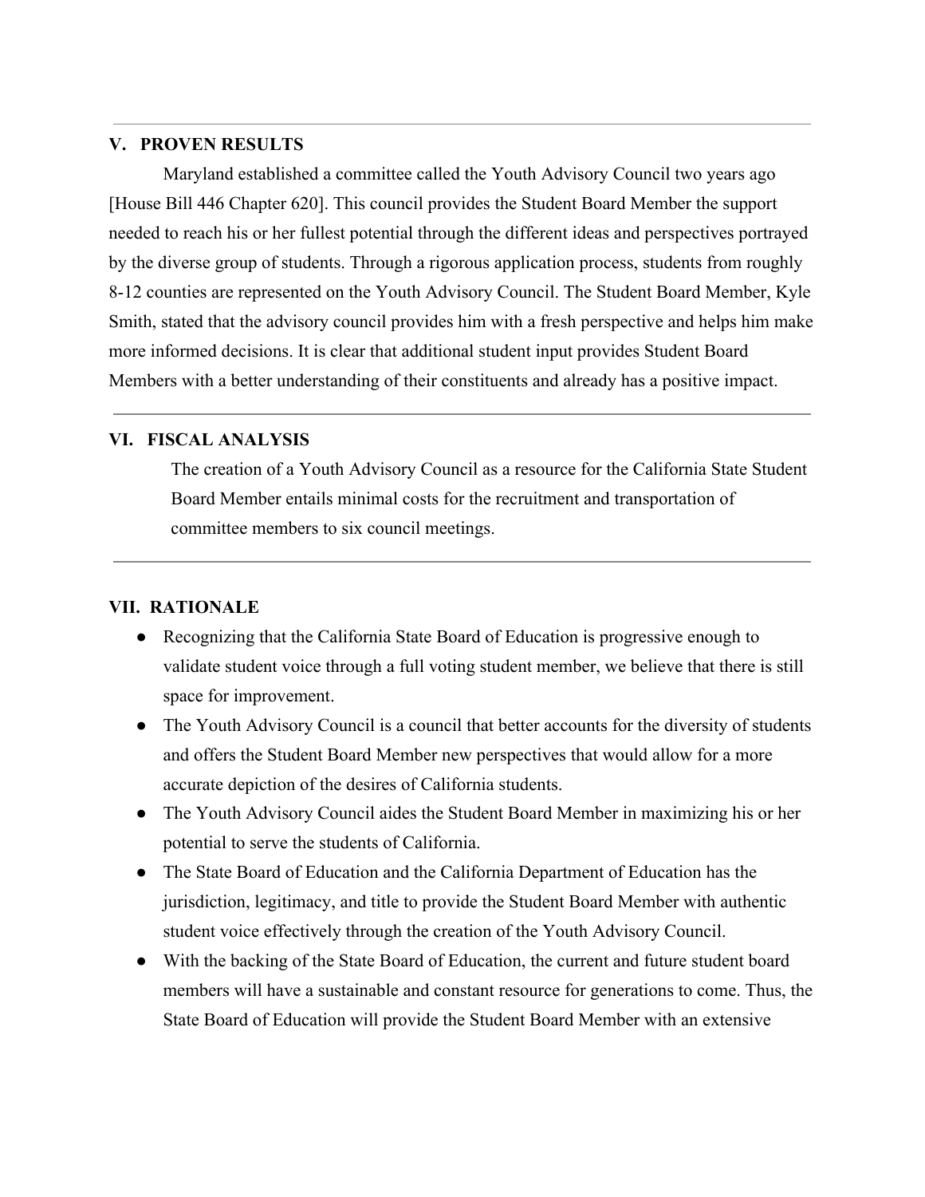## V. PROVEN RESULTS

Maryland established a committee called the Youth Advisory Council two years ago [House Bill 446 Chapter 620]. This council provides the Student Board Member the support needed to reach his or her fullest potential through the different ideas and perspectives portrayed by the diverse group of students. Through a rigorous application process, students from roughly 8-12 counties are represented on the Youth Advisory Council. The Student Board Member, Kyle Smith, stated that the advisory council provides him with a fresh perspective and helps him make more informed decisions. It is clear that additional student input provides Student Board Members with a better understanding of their constituents and already has a positive impact.

## VI. FISCAL ANALYSIS

The creation of a Youth Advisory Council as a resource for the California State Student Board Member entails minimal costs for the recruitment and transportation of committee members to six council meetings.

## VII. RATIONALE

- Recognizing that the California State Board of Education is progressive enough to validate student voice through a full voting student member, we believe that there is still space for improvement.
- The Youth Advisory Council is a council that better accounts for the diversity of students and offers the Student Board Member new perspectives that would allow for a more accurate depiction of the desires of California students.
- The Youth Advisory Council aides the Student Board Member in maximizing his or her potential to serve the students of California.
- The State Board of Education and the California Department of Education has the jurisdiction, legitimacy, and title to provide the Student Board Member with authentic student voice effectively through the creation of the Youth Advisory Council.
- With the backing of the State Board of Education, the current and future student board members will have a sustainable and constant resource for generations to come. Thus, the State Board of Education will provide the Student Board Member with an extensive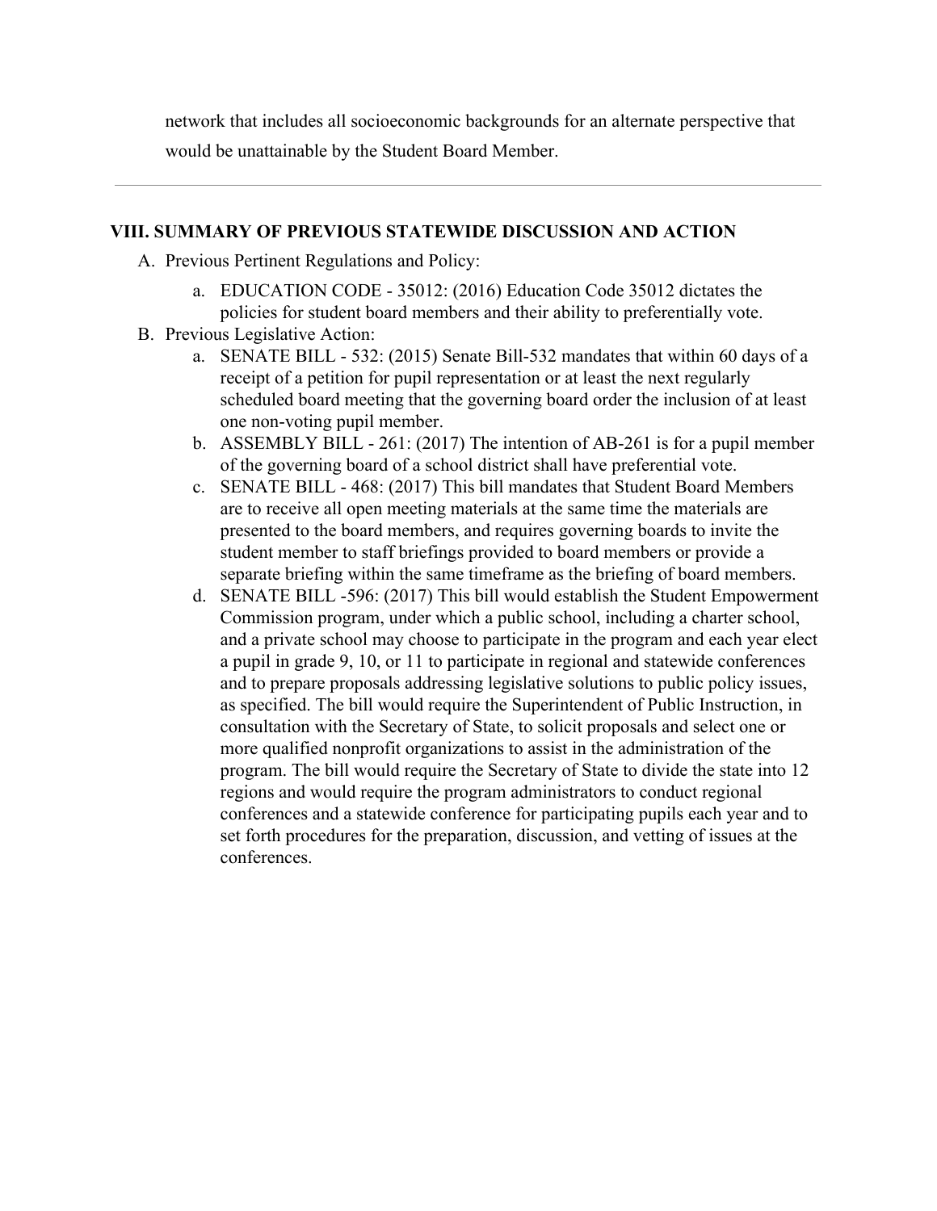network that includes all socioeconomic backgrounds for an alternate perspective that would be unattainable by the Student Board Member.

---

## VIII. SUMMARY OF PREVIOUS STATEWIDE DISCUSSION AND ACTION

A. Previous Pertinent Regulations and Policy:

   a. EDUCATION CODE - 35012: (2016) Education Code 35012 dictates the policies for student board members and their ability to preferentially vote.

B. Previous Legislative Action:

   a. SENATE BILL - 532: (2015) Senate Bill-532 mandates that within 60 days of a receipt of a petition for pupil representation or at least the next regularly scheduled board meeting that the governing board order the inclusion of at least one non-voting pupil member.

   b. ASSEMBLY BILL - 261: (2017) The intention of AB-261 is for a pupil member of the governing board of a school district shall have preferential vote.

   c. SENATE BILL - 468: (2017) This bill mandates that Student Board Members are to receive all open meeting materials at the same time the materials are presented to the board members, and requires governing boards to invite the student member to staff briefings provided to board members or provide a separate briefing within the same timeframe as the briefing of board members.

   d. SENATE BILL -596: (2017) This bill would establish the Student Empowerment Commission program, under which a public school, including a charter school, and a private school may choose to participate in the program and each year elect a pupil in grade 9, 10, or 11 to participate in regional and statewide conferences and to prepare proposals addressing legislative solutions to public policy issues, as specified. The bill would require the Superintendent of Public Instruction, in consultation with the Secretary of State, to solicit proposals and select one or more qualified nonprofit organizations to assist in the administration of the program. The bill would require the Secretary of State to divide the state into 12 regions and would require the program administrators to conduct regional conferences and a statewide conference for participating pupils each year and to set forth procedures for the preparation, discussion, and vetting of issues at the conferences.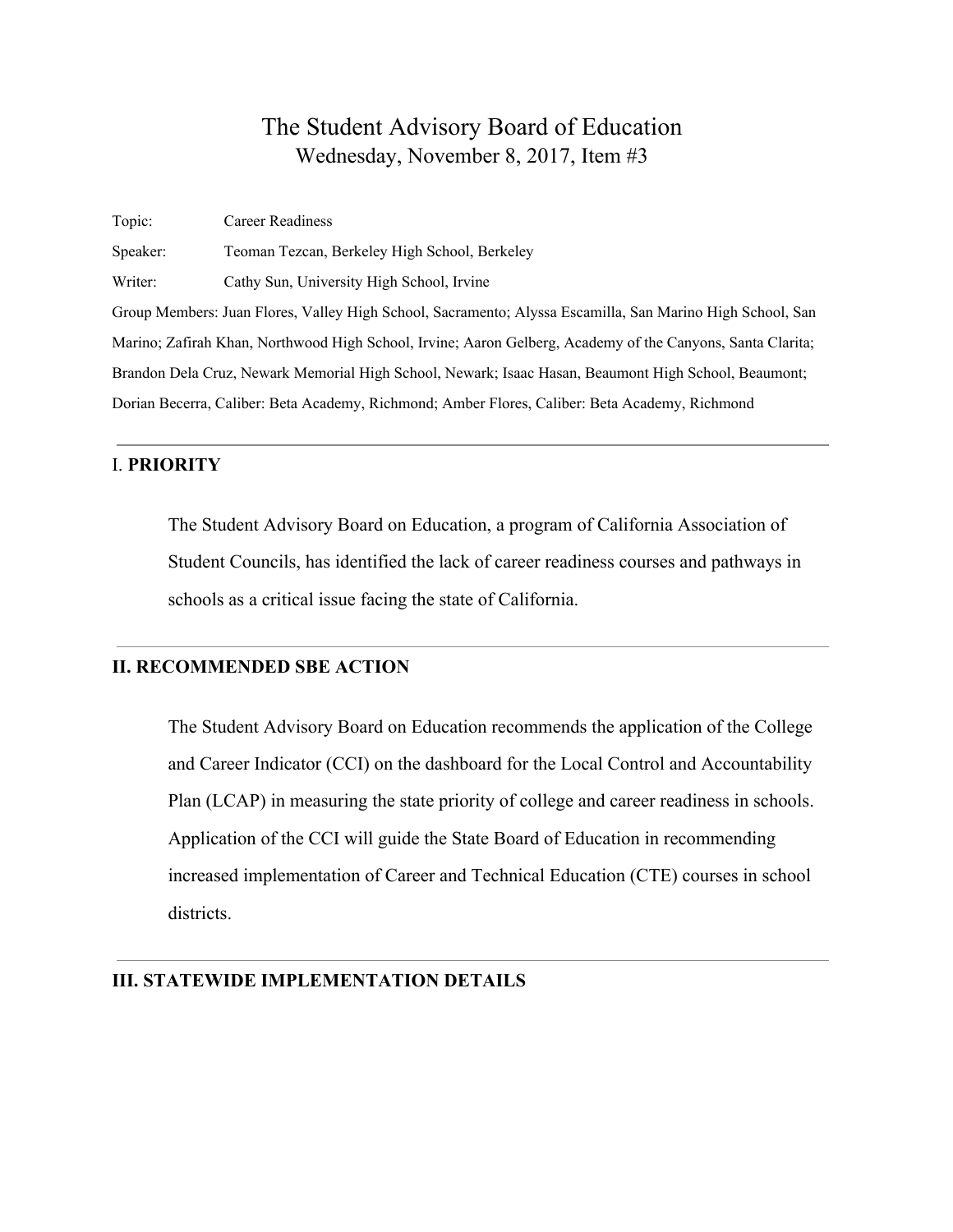# The Student Advisory Board of Education

Wednesday, November 8, 2017, Item #3

Topic: Career Readiness

Speaker: Teoman Tezcan, Berkeley High School, Berkeley

Writer: Cathy Sun, University High School, Irvine

Group Members: Juan Flores, Valley High School, Sacramento; Alyssa Escamilla, San Marino High School, San Marino; Zafirah Khan, Northwood High School, Irvine; Aaron Gelberg, Academy of the Canyons, Santa Clarita; Brandon Dela Cruz, Newark Memorial High School, Newark; Isaac Hasan, Beaumont High School, Beaumont; Dorian Becerra, Caliber: Beta Academy, Richmond; Amber Flores, Caliber: Beta Academy, Richmond

---

## I. PRIORITY

The Student Advisory Board on Education, a program of California Association of Student Councils, has identified the lack of career readiness courses and pathways in schools as a critical issue facing the state of California.

---

## II. RECOMMENDED SBE ACTION

The Student Advisory Board on Education recommends the application of the College and Career Indicator (CCI) on the dashboard for the Local Control and Accountability Plan (LCAP) in measuring the state priority of college and career readiness in schools. Application of the CCI will guide the State Board of Education in recommending increased implementation of Career and Technical Education (CTE) courses in school districts.

---

## III. STATEWIDE IMPLEMENTATION DETAILS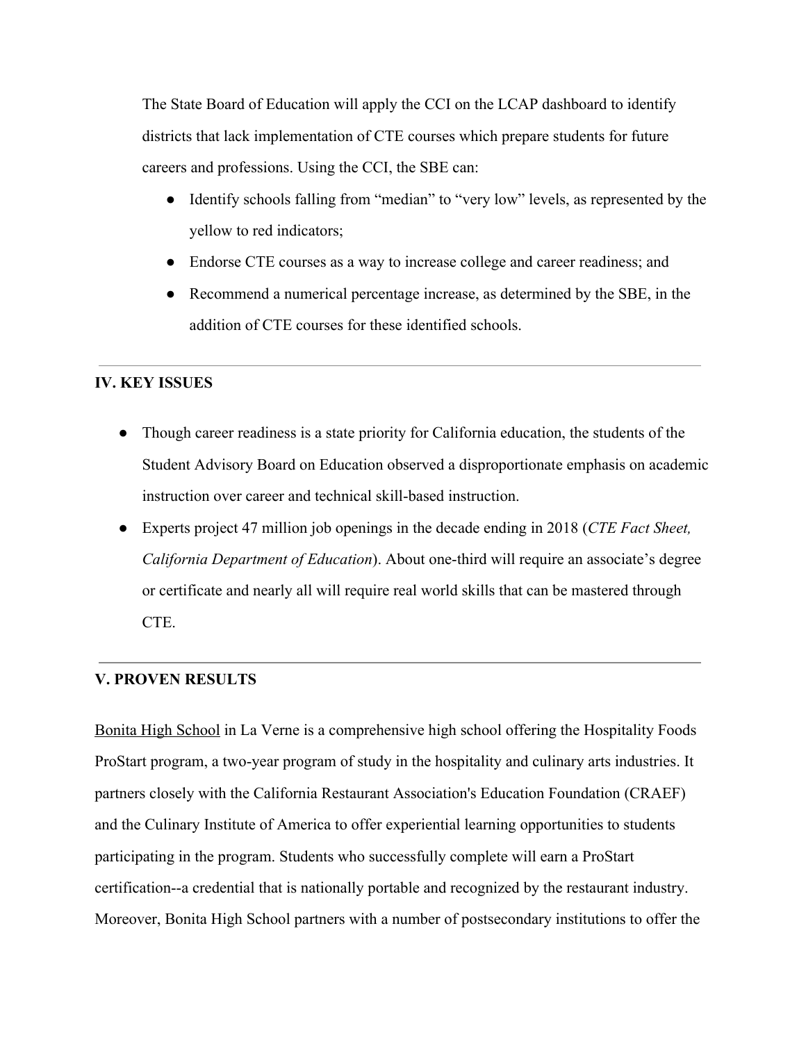The State Board of Education will apply the CCI on the LCAP dashboard to identify districts that lack implementation of CTE courses which prepare students for future careers and professions. Using the CCI, the SBE can:

- Identify schools falling from "median" to "very low" levels, as represented by the yellow to red indicators;
- Endorse CTE courses as a way to increase college and career readiness; and
- Recommend a numerical percentage increase, as determined by the SBE, in the addition of CTE courses for these identified schools.

---

## IV. KEY ISSUES

- Though career readiness is a state priority for California education, the students of the Student Advisory Board on Education observed a disproportionate emphasis on academic instruction over career and technical skill-based instruction.
- Experts project 47 million job openings in the decade ending in 2018 (*CTE Fact Sheet, California Department of Education*). About one-third will require an associate's degree or certificate and nearly all will require real world skills that can be mastered through CTE.

---

## V. PROVEN RESULTS

Bonita High School in La Verne is a comprehensive high school offering the Hospitality Foods ProStart program, a two-year program of study in the hospitality and culinary arts industries. It partners closely with the California Restaurant Association's Education Foundation (CRAEF) and the Culinary Institute of America to offer experiential learning opportunities to students participating in the program. Students who successfully complete will earn a ProStart certification--a credential that is nationally portable and recognized by the restaurant industry. Moreover, Bonita High School partners with a number of postsecondary institutions to offer the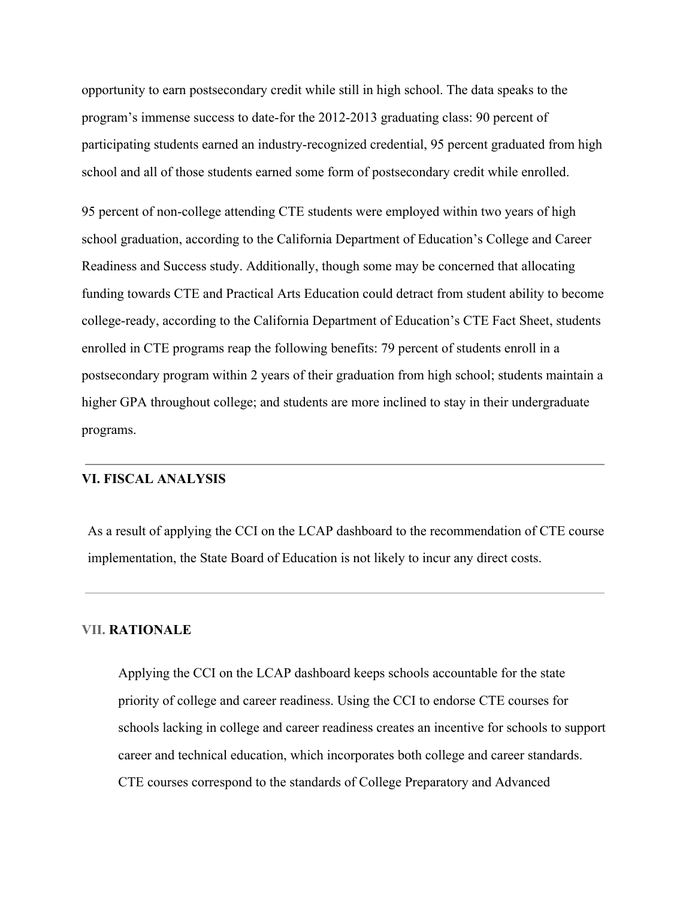opportunity to earn postsecondary credit while still in high school. The data speaks to the program's immense success to date-for the 2012-2013 graduating class: 90 percent of participating students earned an industry-recognized credential, 95 percent graduated from high school and all of those students earned some form of postsecondary credit while enrolled.

95 percent of non-college attending CTE students were employed within two years of high school graduation, according to the California Department of Education's College and Career Readiness and Success study. Additionally, though some may be concerned that allocating funding towards CTE and Practical Arts Education could detract from student ability to become college-ready, according to the California Department of Education's CTE Fact Sheet, students enrolled in CTE programs reap the following benefits: 79 percent of students enroll in a postsecondary program within 2 years of their graduation from high school; students maintain a higher GPA throughout college; and students are more inclined to stay in their undergraduate programs.

---

## VI. FISCAL ANALYSIS

As a result of applying the CCI on the LCAP dashboard to the recommendation of CTE course implementation, the State Board of Education is not likely to incur any direct costs.

---

## VII. RATIONALE

Applying the CCI on the LCAP dashboard keeps schools accountable for the state priority of college and career readiness. Using the CCI to endorse CTE courses for schools lacking in college and career readiness creates an incentive for schools to support career and technical education, which incorporates both college and career standards. CTE courses correspond to the standards of College Preparatory and Advanced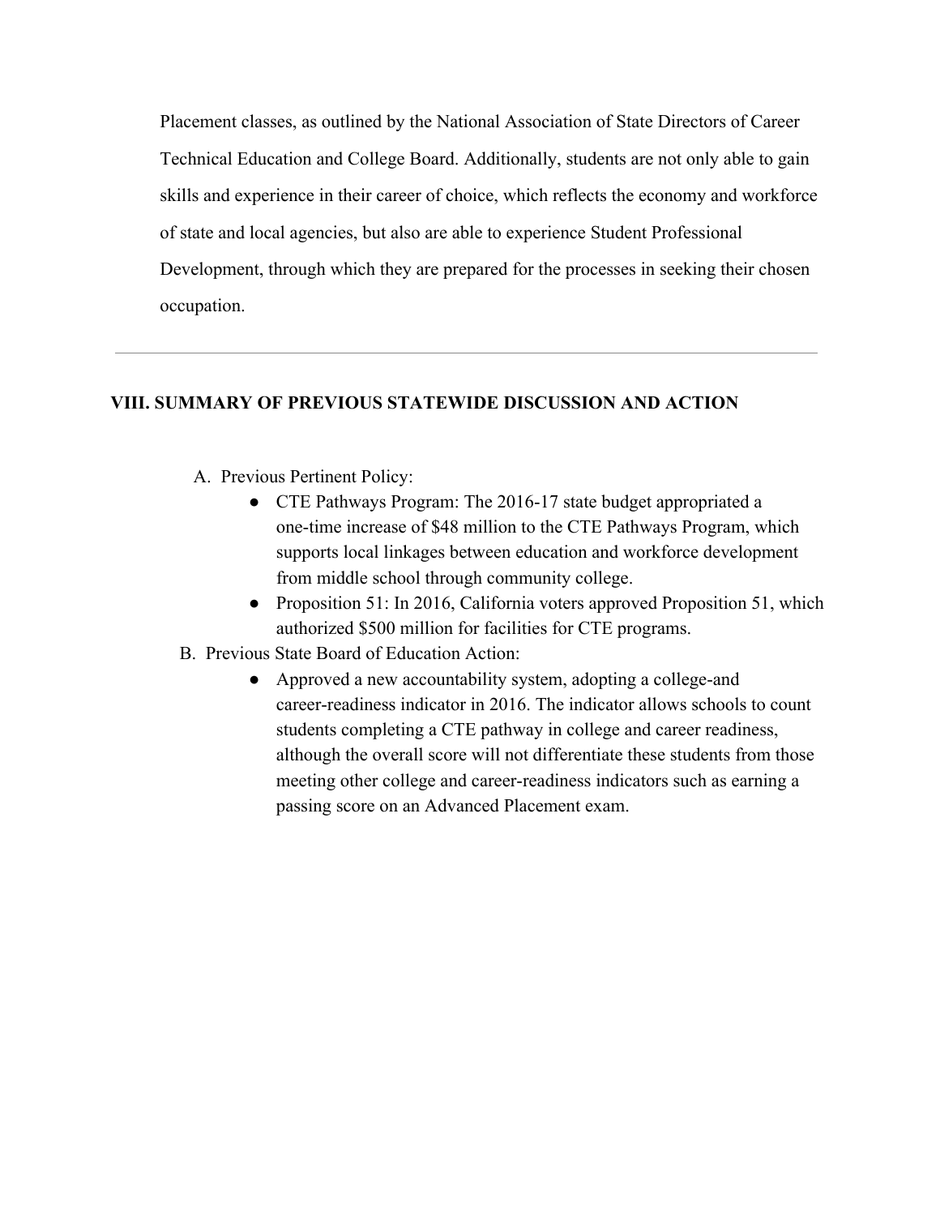Placement classes, as outlined by the National Association of State Directors of Career Technical Education and College Board. Additionally, students are not only able to gain skills and experience in their career of choice, which reflects the economy and workforce of state and local agencies, but also are able to experience Student Professional Development, through which they are prepared for the processes in seeking their chosen occupation.

---

## VIII. SUMMARY OF PREVIOUS STATEWIDE DISCUSSION AND ACTION

A. Previous Pertinent Policy:
   - CTE Pathways Program: The 2016-17 state budget appropriated a one-time increase of $48 million to the CTE Pathways Program, which supports local linkages between education and workforce development from middle school through community college.
   - Proposition 51: In 2016, California voters approved Proposition 51, which authorized $500 million for facilities for CTE programs.

B. Previous State Board of Education Action:
   - Approved a new accountability system, adopting a college-and career-readiness indicator in 2016. The indicator allows schools to count students completing a CTE pathway in college and career readiness, although the overall score will not differentiate these students from those meeting other college and career-readiness indicators such as earning a passing score on an Advanced Placement exam.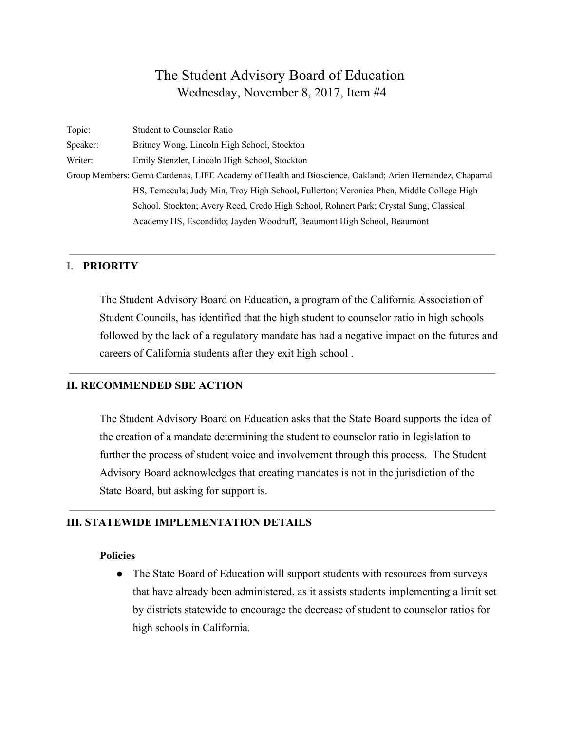# The Student Advisory Board of Education

Wednesday, November 8, 2017, Item #4

Topic: Student to Counselor Ratio

Speaker: Britney Wong, Lincoln High School, Stockton

Writer: Emily Stenzler, Lincoln High School, Stockton

Group Members: Gema Cardenas, LIFE Academy of Health and Bioscience, Oakland; Arien Hernandez, Chaparral HS, Temecula; Judy Min, Troy High School, Fullerton; Veronica Phen, Middle College High School, Stockton; Avery Reed, Credo High School, Rohnert Park; Crystal Sung, Classical Academy HS, Escondido; Jayden Woodruff, Beaumont High School, Beaumont

---

## I. PRIORITY

The Student Advisory Board on Education, a program of the California Association of Student Councils, has identified that the high student to counselor ratio in high schools followed by the lack of a regulatory mandate has had a negative impact on the futures and careers of California students after they exit high school .

## II. RECOMMENDED SBE ACTION

The Student Advisory Board on Education asks that the State Board supports the idea of the creation of a mandate determining the student to counselor ratio in legislation to further the process of student voice and involvement through this process. The Student Advisory Board acknowledges that creating mandates is not in the jurisdiction of the State Board, but asking for support is.

## III. STATEWIDE IMPLEMENTATION DETAILS

### Policies

- The State Board of Education will support students with resources from surveys that have already been administered, as it assists students implementing a limit set by districts statewide to encourage the decrease of student to counselor ratios for high schools in California.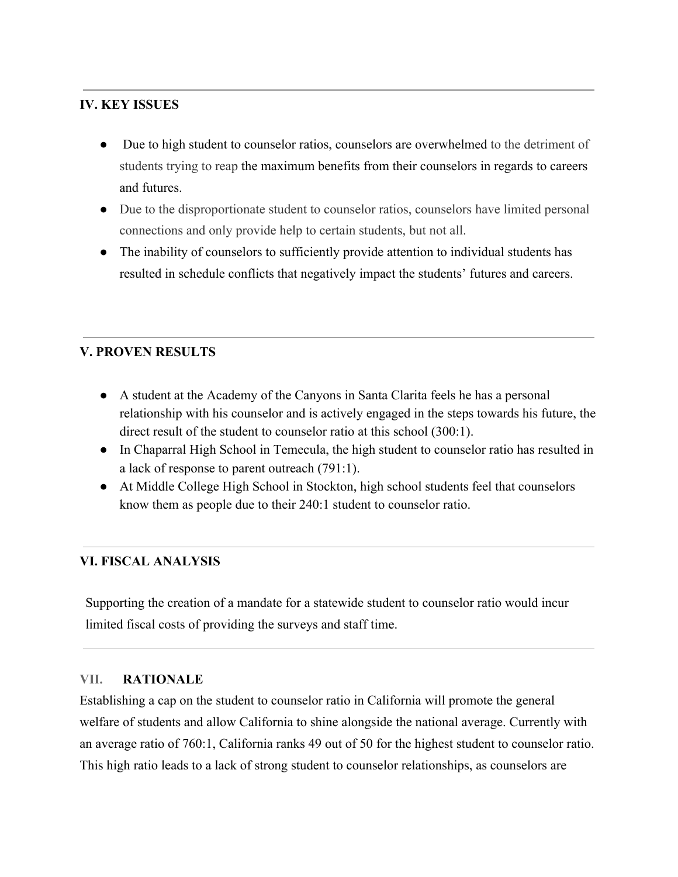## IV. KEY ISSUES

- Due to high student to counselor ratios, counselors are overwhelmed to the detriment of students trying to reap the maximum benefits from their counselors in regards to careers and futures.
- Due to the disproportionate student to counselor ratios, counselors have limited personal connections and only provide help to certain students, but not all.
- The inability of counselors to sufficiently provide attention to individual students has resulted in schedule conflicts that negatively impact the students' futures and careers.

## V. PROVEN RESULTS

- A student at the Academy of the Canyons in Santa Clarita feels he has a personal relationship with his counselor and is actively engaged in the steps towards his future, the direct result of the student to counselor ratio at this school (300:1).
- In Chaparral High School in Temecula, the high student to counselor ratio has resulted in a lack of response to parent outreach (791:1).
- At Middle College High School in Stockton, high school students feel that counselors know them as people due to their 240:1 student to counselor ratio.

## VI. FISCAL ANALYSIS

Supporting the creation of a mandate for a statewide student to counselor ratio would incur limited fiscal costs of providing the surveys and staff time.

## VII. RATIONALE

Establishing a cap on the student to counselor ratio in California will promote the general welfare of students and allow California to shine alongside the national average. Currently with an average ratio of 760:1, California ranks 49 out of 50 for the highest student to counselor ratio. This high ratio leads to a lack of strong student to counselor relationships, as counselors are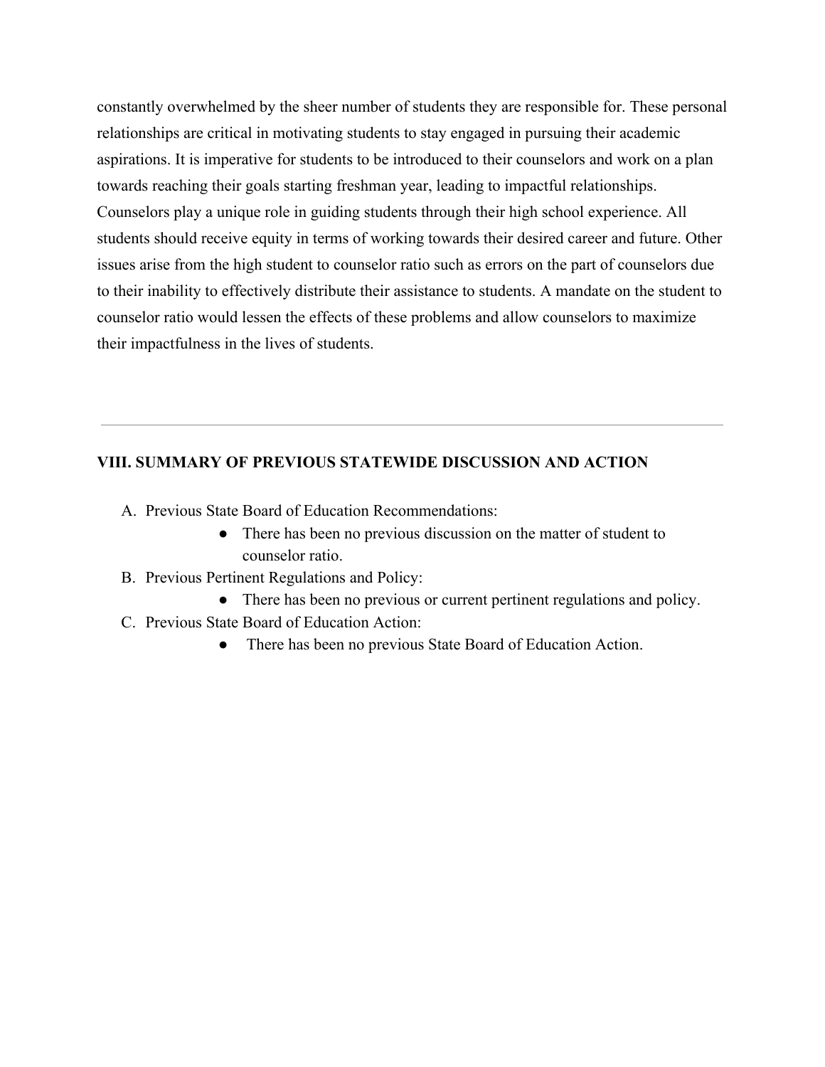constantly overwhelmed by the sheer number of students they are responsible for. These personal relationships are critical in motivating students to stay engaged in pursuing their academic aspirations. It is imperative for students to be introduced to their counselors and work on a plan towards reaching their goals starting freshman year, leading to impactful relationships. Counselors play a unique role in guiding students through their high school experience. All students should receive equity in terms of working towards their desired career and future. Other issues arise from the high student to counselor ratio such as errors on the part of counselors due to their inability to effectively distribute their assistance to students. A mandate on the student to counselor ratio would lessen the effects of these problems and allow counselors to maximize their impactfulness in the lives of students.

---

## VIII. SUMMARY OF PREVIOUS STATEWIDE DISCUSSION AND ACTION

A. Previous State Board of Education Recommendations:
   - There has been no previous discussion on the matter of student to counselor ratio.

B. Previous Pertinent Regulations and Policy:
   - There has been no previous or current pertinent regulations and policy.

C. Previous State Board of Education Action:
   - There has been no previous State Board of Education Action.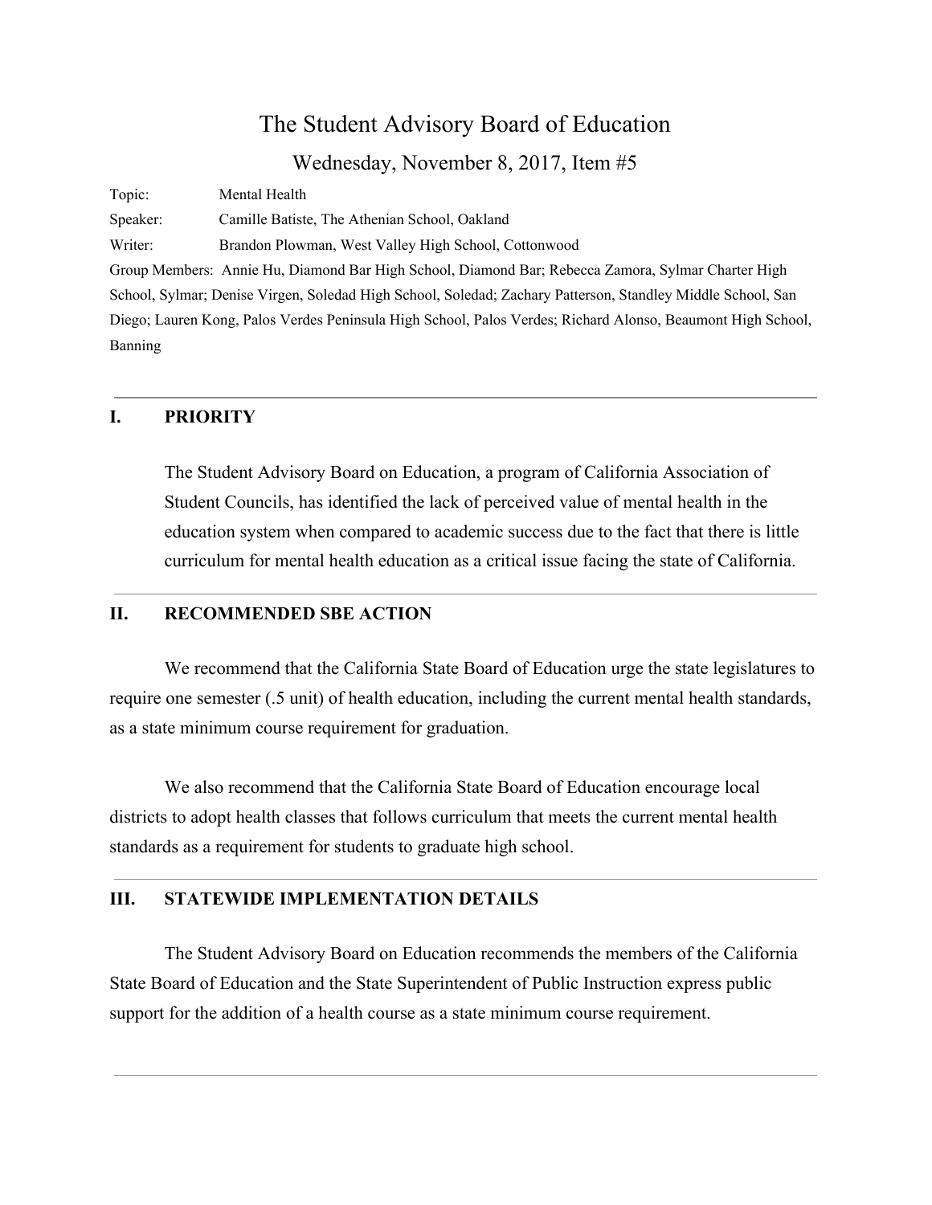# The Student Advisory Board of Education

## Wednesday, November 8, 2017, Item #5

Topic: Mental Health

Speaker: Camille Batiste, The Athenian School, Oakland

Writer: Brandon Plowman, West Valley High School, Cottonwood

Group Members: Annie Hu, Diamond Bar High School, Diamond Bar; Rebecca Zamora, Sylmar Charter High School, Sylmar; Denise Virgen, Soledad High School, Soledad; Zachary Patterson, Standley Middle School, San Diego; Lauren Kong, Palos Verdes Peninsula High School, Palos Verdes; Richard Alonso, Beaumont High School, Banning

---

### I. PRIORITY

The Student Advisory Board on Education, a program of California Association of Student Councils, has identified the lack of perceived value of mental health in the education system when compared to academic success due to the fact that there is little curriculum for mental health education as a critical issue facing the state of California.

---

### II. RECOMMENDED SBE ACTION

We recommend that the California State Board of Education urge the state legislatures to require one semester (.5 unit) of health education, including the current mental health standards, as a state minimum course requirement for graduation.

We also recommend that the California State Board of Education encourage local districts to adopt health classes that follows curriculum that meets the current mental health standards as a requirement for students to graduate high school.

---

### III. STATEWIDE IMPLEMENTATION DETAILS

The Student Advisory Board on Education recommends the members of the California State Board of Education and the State Superintendent of Public Instruction express public support for the addition of a health course as a state minimum course requirement.

---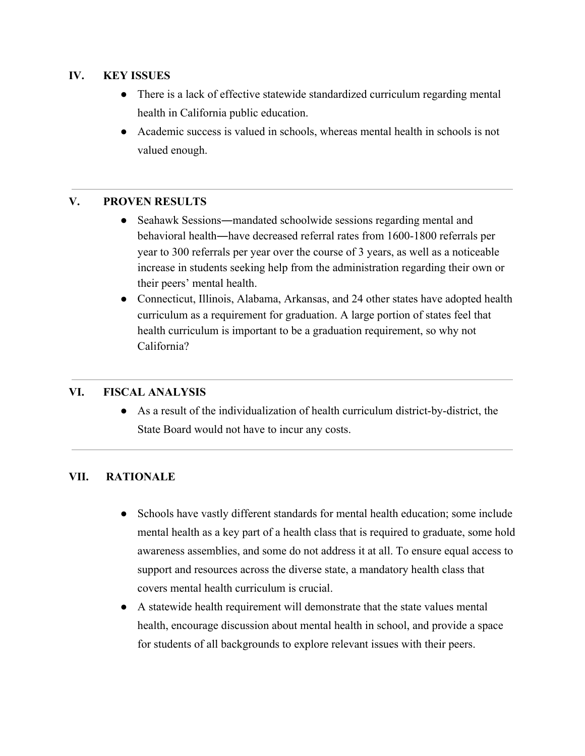## IV. KEY ISSUES

- There is a lack of effective statewide standardized curriculum regarding mental health in California public education.
- Academic success is valued in schools, whereas mental health in schools is not valued enough.

---

## V. PROVEN RESULTS

- Seahawk Sessions—mandated schoolwide sessions regarding mental and behavioral health—have decreased referral rates from 1600-1800 referrals per year to 300 referrals per year over the course of 3 years, as well as a noticeable increase in students seeking help from the administration regarding their own or their peers' mental health.
- Connecticut, Illinois, Alabama, Arkansas, and 24 other states have adopted health curriculum as a requirement for graduation. A large portion of states feel that health curriculum is important to be a graduation requirement, so why not California?

---

## VI. FISCAL ANALYSIS

- As a result of the individualization of health curriculum district-by-district, the State Board would not have to incur any costs.

---

## VII. RATIONALE

- Schools have vastly different standards for mental health education; some include mental health as a key part of a health class that is required to graduate, some hold awareness assemblies, and some do not address it at all. To ensure equal access to support and resources across the diverse state, a mandatory health class that covers mental health curriculum is crucial.
- A statewide health requirement will demonstrate that the state values mental health, encourage discussion about mental health in school, and provide a space for students of all backgrounds to explore relevant issues with their peers.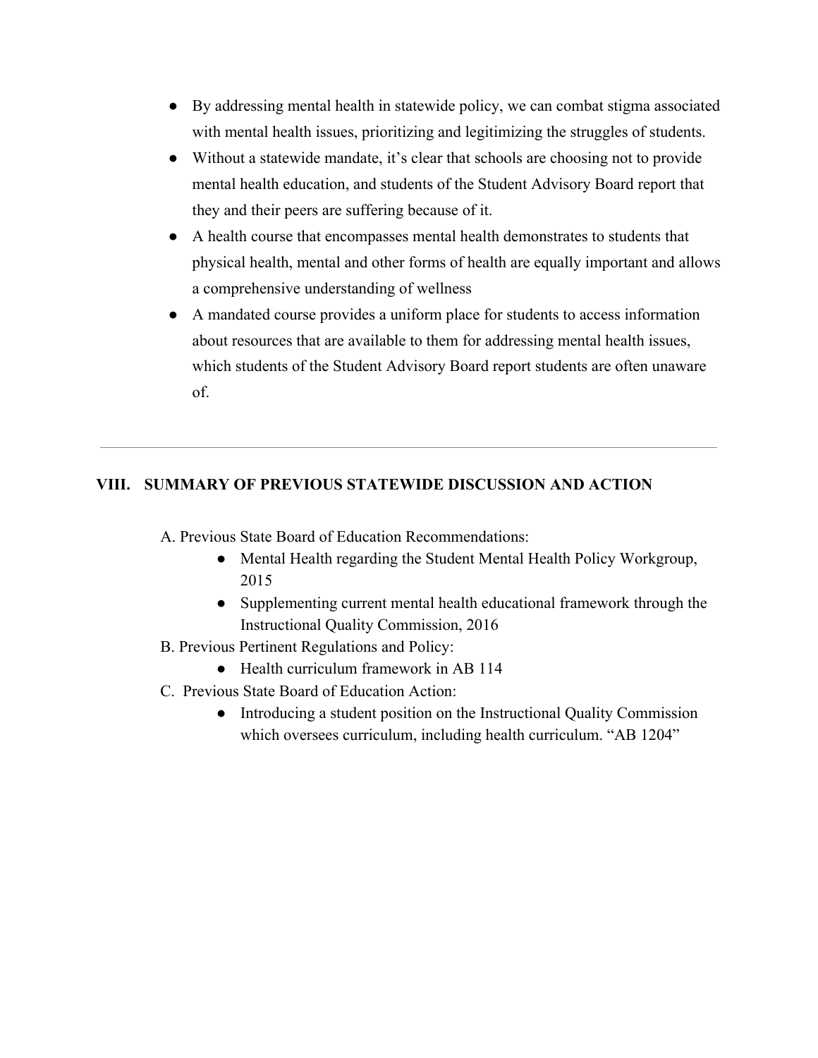- By addressing mental health in statewide policy, we can combat stigma associated with mental health issues, prioritizing and legitimizing the struggles of students.
- Without a statewide mandate, it's clear that schools are choosing not to provide mental health education, and students of the Student Advisory Board report that they and their peers are suffering because of it.
- A health course that encompasses mental health demonstrates to students that physical health, mental and other forms of health are equally important and allows a comprehensive understanding of wellness
- A mandated course provides a uniform place for students to access information about resources that are available to them for addressing mental health issues, which students of the Student Advisory Board report students are often unaware of.

---

## VIII. SUMMARY OF PREVIOUS STATEWIDE DISCUSSION AND ACTION

A. Previous State Board of Education Recommendations:

- Mental Health regarding the Student Mental Health Policy Workgroup, 2015
- Supplementing current mental health educational framework through the Instructional Quality Commission, 2016

B. Previous Pertinent Regulations and Policy:

- Health curriculum framework in AB 114

C. Previous State Board of Education Action:

- Introducing a student position on the Instructional Quality Commission which oversees curriculum, including health curriculum. "AB 1204"